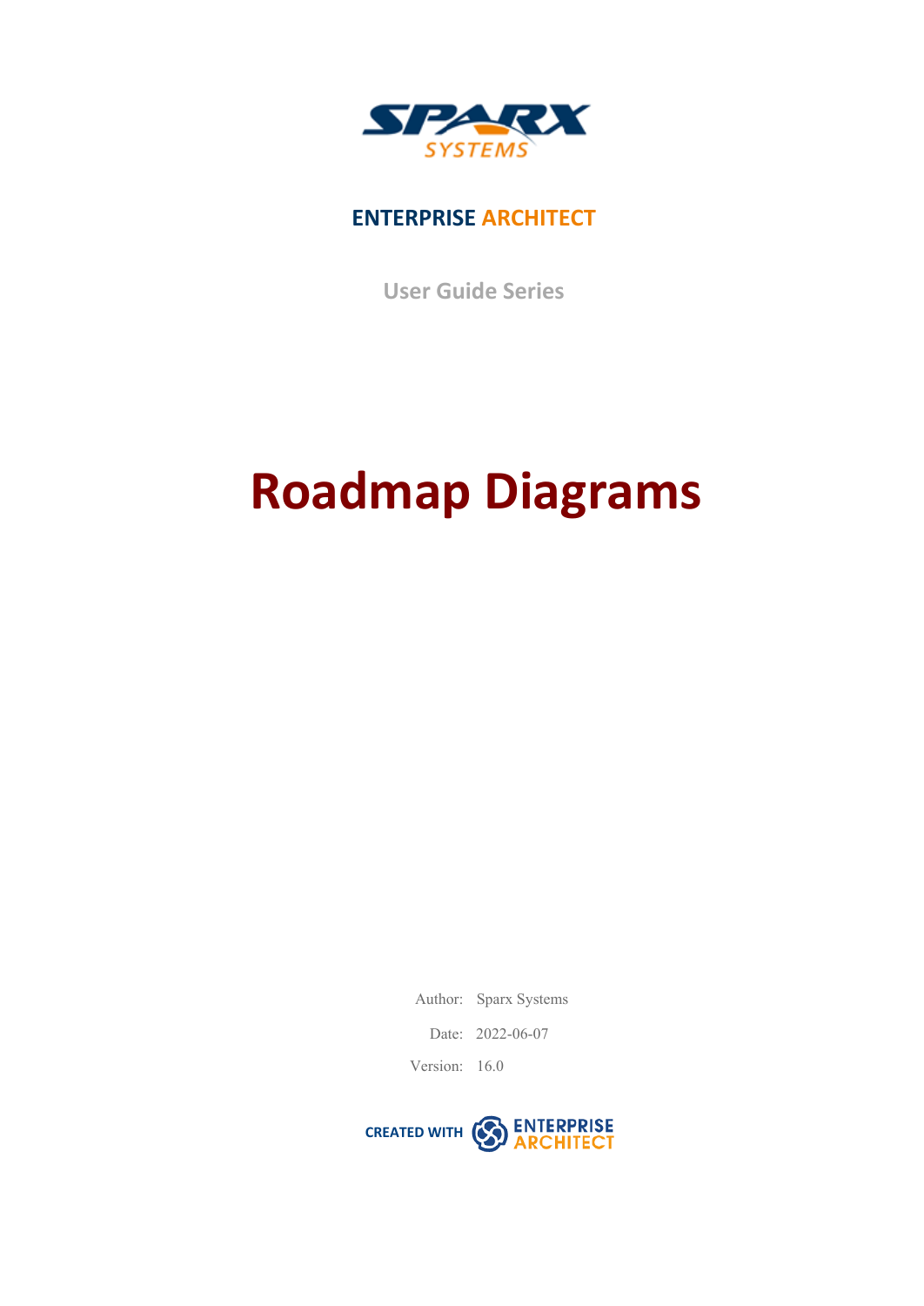ENTERPRISE ARCHITECT

User Guide Series

# Roadmap Diagrams

Author: Sparx Systems

Date: 2022-06-07

Version: 16.0

CREATED WITH ENTERPRISE ARCHITECT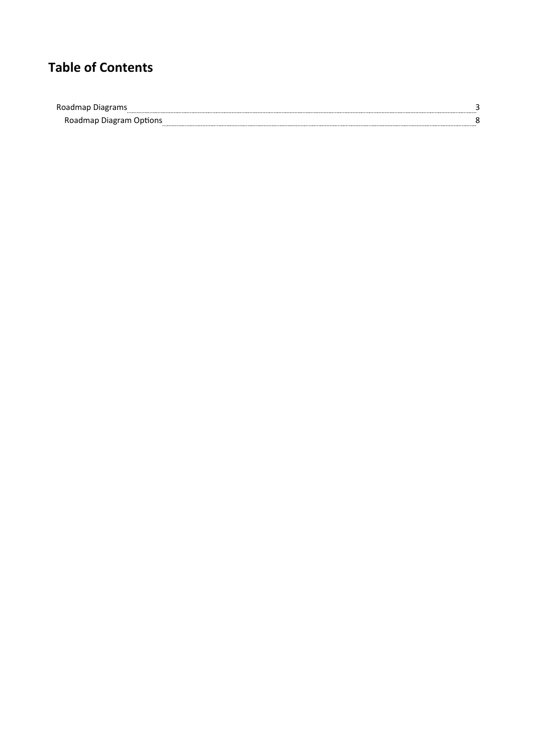# Table of Contents

- Roadmap Diagrams ........ 3
  - Roadmap Diagram Options ........ 8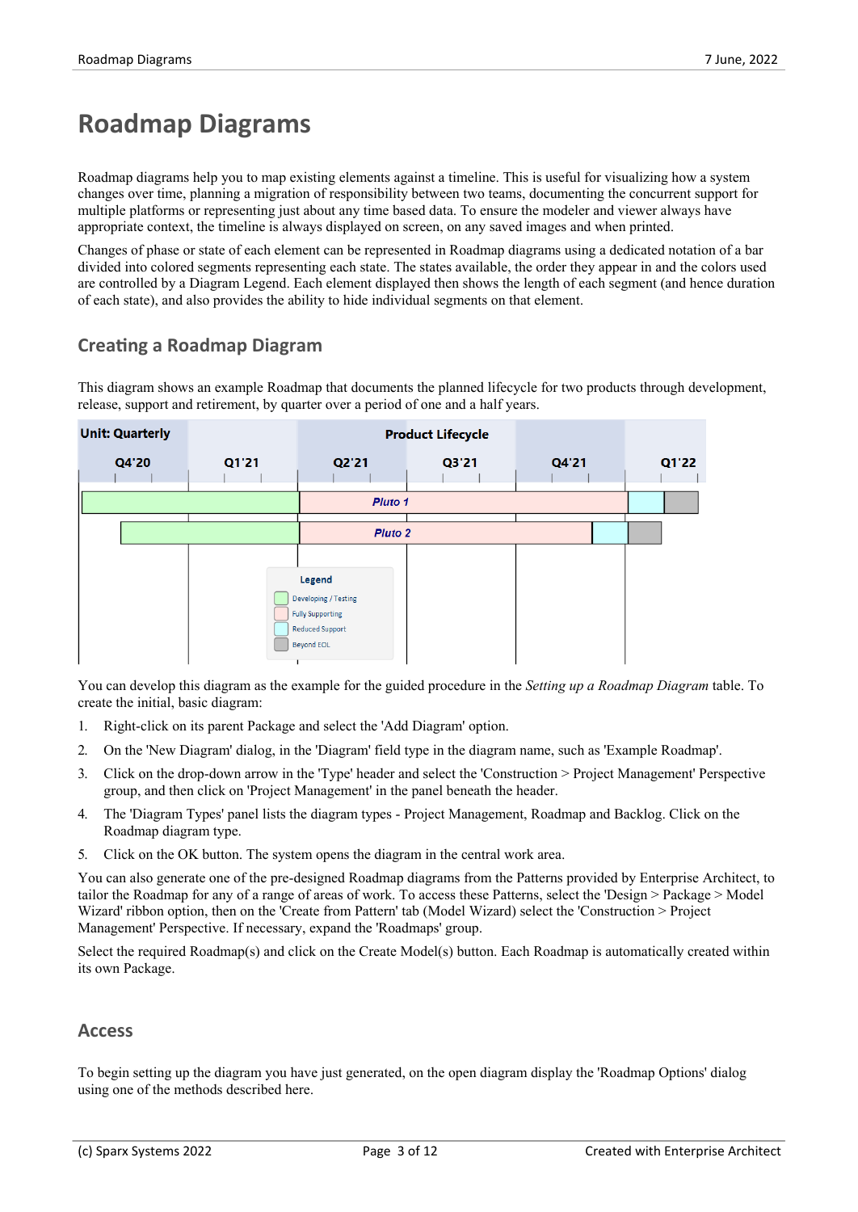# Roadmap Diagrams

Roadmap diagrams help you to map existing elements against a timeline. This is useful for visualizing how a system changes over time, planning a migration of responsibility between two teams, documenting the concurrent support for multiple platforms or representing just about any time based data. To ensure the modeler and viewer always have appropriate context, the timeline is always displayed on screen, on any saved images and when printed.

Changes of phase or state of each element can be represented in Roadmap diagrams using a dedicated notation of a bar divided into colored segments representing each state. The states available, the order they appear in and the colors used are controlled by a Diagram Legend. Each element displayed then shows the length of each segment (and hence duration of each state), and also provides the ability to hide individual segments on that element.

## Creating a Roadmap Diagram

This diagram shows an example Roadmap that documents the planned lifecycle for two products through development, release, support and retirement, by quarter over a period of one and a half years.

You can develop this diagram as the example for the guided procedure in the *Setting up a Roadmap Diagram* table. To create the initial, basic diagram:

1. Right-click on its parent Package and select the 'Add Diagram' option.
2. On the 'New Diagram' dialog, in the 'Diagram' field type in the diagram name, such as 'Example Roadmap'.
3. Click on the drop-down arrow in the 'Type' header and select the 'Construction > Project Management' Perspective group, and then click on 'Project Management' in the panel beneath the header.
4. The 'Diagram Types' panel lists the diagram types - Project Management, Roadmap and Backlog. Click on the Roadmap diagram type.
5. Click on the OK button. The system opens the diagram in the central work area.

You can also generate one of the pre-designed Roadmap diagrams from the Patterns provided by Enterprise Architect, to tailor the Roadmap for any of a range of areas of work. To access these Patterns, select the 'Design > Package > Model Wizard' ribbon option, then on the 'Create from Pattern' tab (Model Wizard) select the 'Construction > Project Management' Perspective. If necessary, expand the 'Roadmaps' group.

Select the required Roadmap(s) and click on the Create Model(s) button. Each Roadmap is automatically created within its own Package.

## Access

To begin setting up the diagram you have just generated, on the open diagram display the 'Roadmap Options' dialog using one of the methods described here.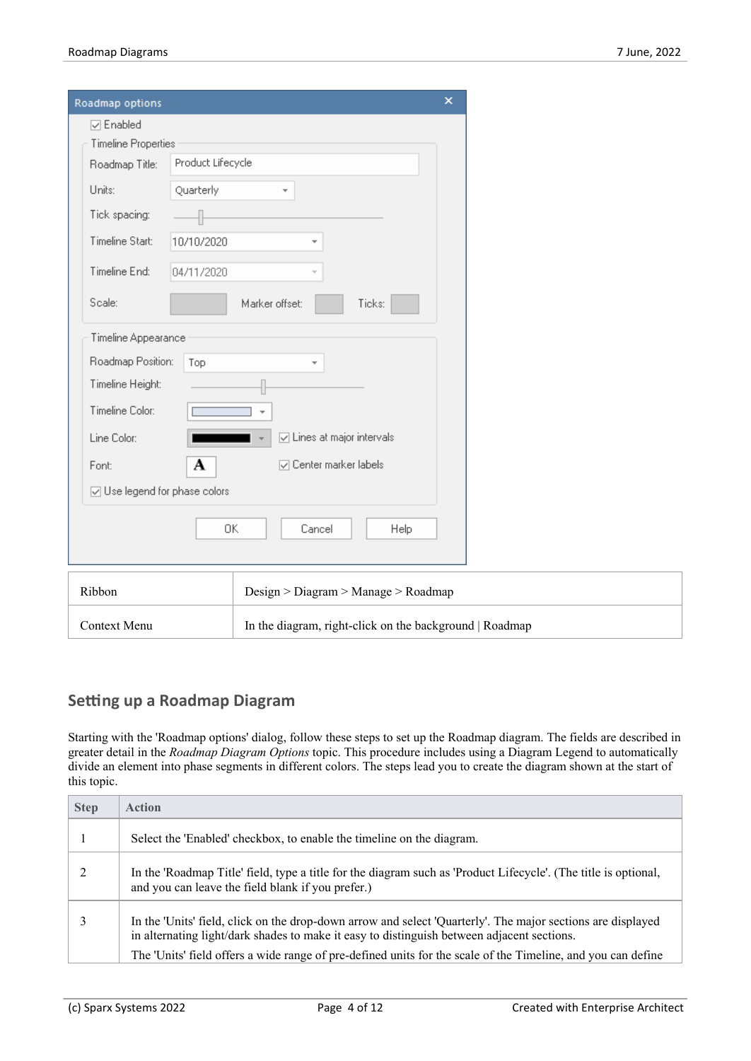| Ribbon | Design > Diagram > Manage > Roadmap |
| --- | --- |
| Context Menu | In the diagram, right-click on the background \| Roadmap |

## Setting up a Roadmap Diagram

Starting with the 'Roadmap options' dialog, follow these steps to set up the Roadmap diagram. The fields are described in greater detail in the *Roadmap Diagram Options* topic. This procedure includes using a Diagram Legend to automatically divide an element into phase segments in different colors. The steps lead you to create the diagram shown at the start of this topic.

| Step | Action |
| --- | --- |
| 1 | Select the 'Enabled' checkbox, to enable the timeline on the diagram. |
| 2 | In the 'Roadmap Title' field, type a title for the diagram such as 'Product Lifecycle'. (The title is optional, and you can leave the field blank if you prefer.) |
| 3 | In the 'Units' field, click on the drop-down arrow and select 'Quarterly'. The major sections are displayed in alternating light/dark shades to make it easy to distinguish between adjacent sections.<br>The 'Units' field offers a wide range of pre-defined units for the scale of the Timeline, and you can define |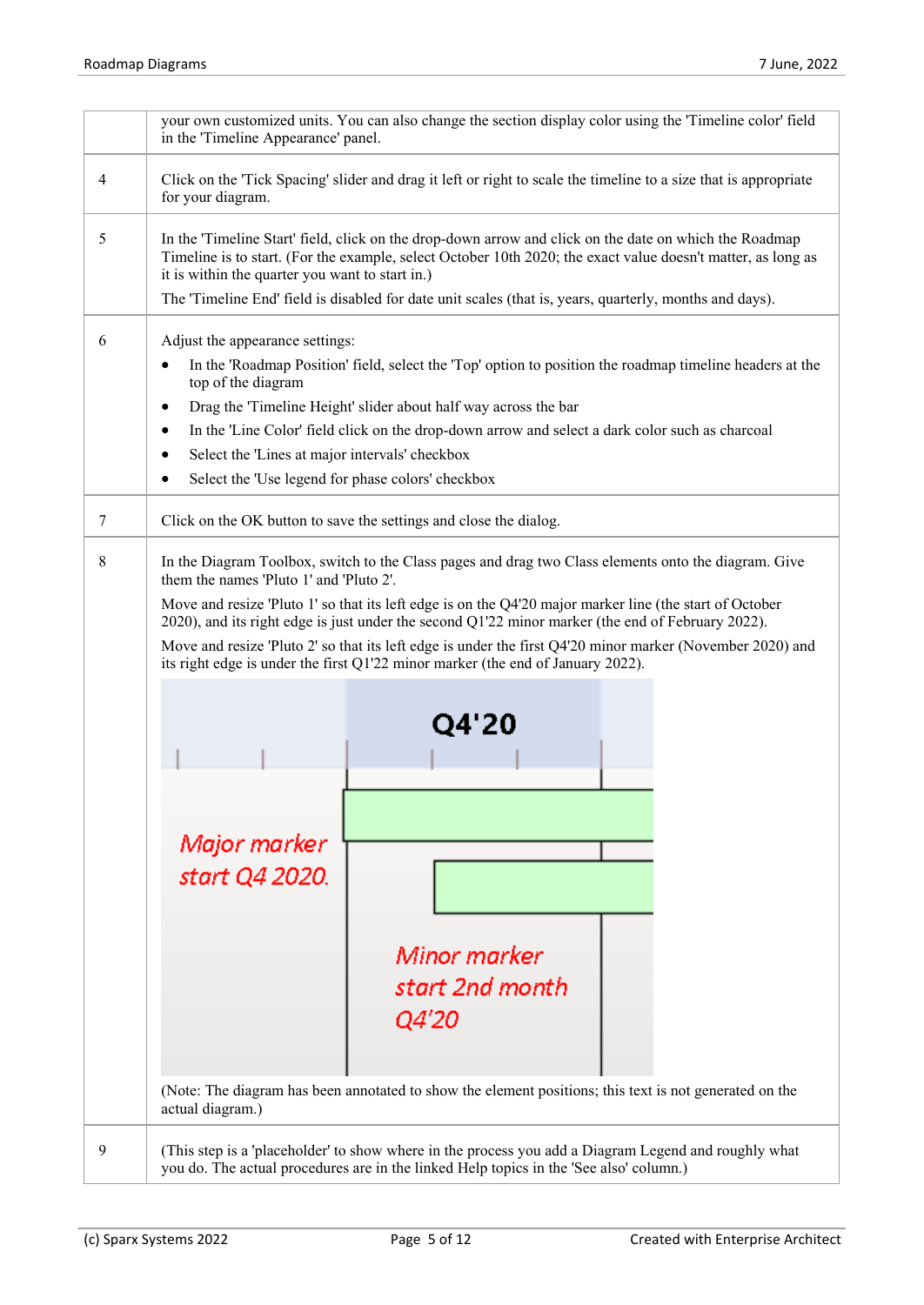| | |
|---|---|
| | your own customized units. You can also change the section display color using the 'Timeline color' field in the 'Timeline Appearance' panel. |
| 4 | Click on the 'Tick Spacing' slider and drag it left or right to scale the timeline to a size that is appropriate for your diagram. |
| 5 | In the 'Timeline Start' field, click on the drop-down arrow and click on the date on which the Roadmap Timeline is to start. (For the example, select October 10th 2020; the exact value doesn't matter, as long as it is within the quarter you want to start in.)<br>The 'Timeline End' field is disabled for date unit scales (that is, years, quarterly, months and days). |
| 6 | Adjust the appearance settings:<br>• In the 'Roadmap Position' field, select the 'Top' option to position the roadmap timeline headers at the top of the diagram<br>• Drag the 'Timeline Height' slider about half way across the bar<br>• In the 'Line Color' field click on the drop-down arrow and select a dark color such as charcoal<br>• Select the 'Lines at major intervals' checkbox<br>• Select the 'Use legend for phase colors' checkbox |
| 7 | Click on the OK button to save the settings and close the dialog. |
| 8 | In the Diagram Toolbox, switch to the Class pages and drag two Class elements onto the diagram. Give them the names 'Pluto 1' and 'Pluto 2'.<br>Move and resize 'Pluto 1' so that its left edge is on the Q4'20 major marker line (the start of October 2020), and its right edge is just under the second Q1'22 minor marker (the end of February 2022).<br>Move and resize 'Pluto 2' so that its left edge is under the first Q4'20 minor marker (November 2020) and its right edge is under the first Q1'22 minor marker (the end of January 2022).<br>Q4'20<br>Major marker start Q4 2020.<br>Minor marker start 2nd month Q4'20<br>(Note: The diagram has been annotated to show the element positions; this text is not generated on the actual diagram.) |
| 9 | (This step is a 'placeholder' to show where in the process you add a Diagram Legend and roughly what you do. The actual procedures are in the linked Help topics in the 'See also' column.) |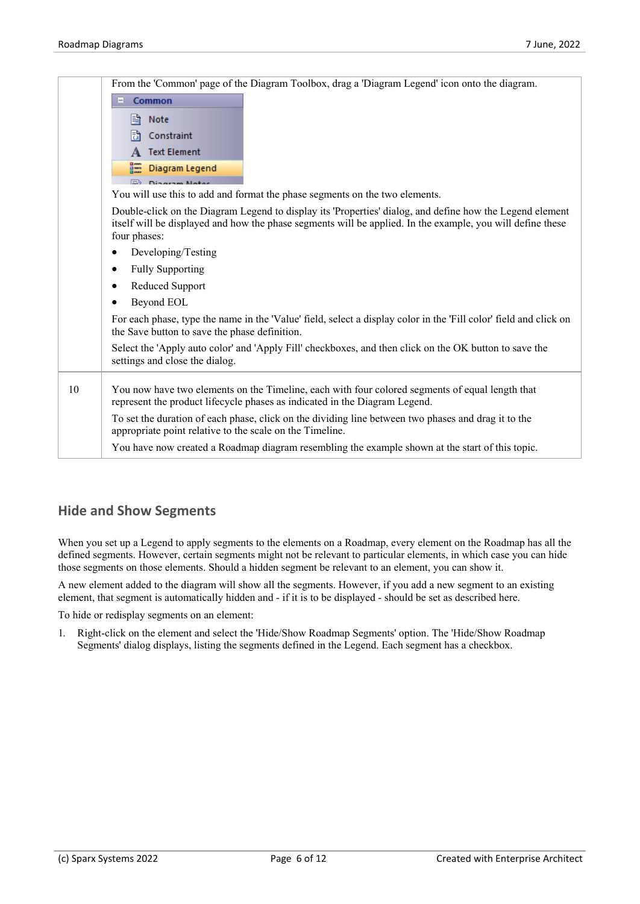|  | From the 'Common' page of the Diagram Toolbox, drag a 'Diagram Legend' icon onto the diagram.<br><br>You will use this to add and format the phase segments on the two elements.<br><br>Double-click on the Diagram Legend to display its 'Properties' dialog, and define how the Legend element itself will be displayed and how the phase segments will be applied. In the example, you will define these four phases:<br><br>• Developing/Testing<br>• Fully Supporting<br>• Reduced Support<br>• Beyond EOL<br><br>For each phase, type the name in the 'Value' field, select a display color in the 'Fill color' field and click on the Save button to save the phase definition.<br><br>Select the 'Apply auto color' and 'Apply Fill' checkboxes, and then click on the OK button to save the settings and close the dialog. |
|---|---|
| 10 | You now have two elements on the Timeline, each with four colored segments of equal length that represent the product lifecycle phases as indicated in the Diagram Legend.<br><br>To set the duration of each phase, click on the dividing line between two phases and drag it to the appropriate point relative to the scale on the Timeline.<br><br>You have now created a Roadmap diagram resembling the example shown at the start of this topic. |

## Hide and Show Segments

When you set up a Legend to apply segments to the elements on a Roadmap, every element on the Roadmap has all the defined segments. However, certain segments might not be relevant to particular elements, in which case you can hide those segments on those elements. Should a hidden segment be relevant to an element, you can show it.

A new element added to the diagram will show all the segments. However, if you add a new segment to an existing element, that segment is automatically hidden and - if it is to be displayed - should be set as described here.

To hide or redisplay segments on an element:

1. Right-click on the element and select the 'Hide/Show Roadmap Segments' option. The 'Hide/Show Roadmap Segments' dialog displays, listing the segments defined in the Legend. Each segment has a checkbox.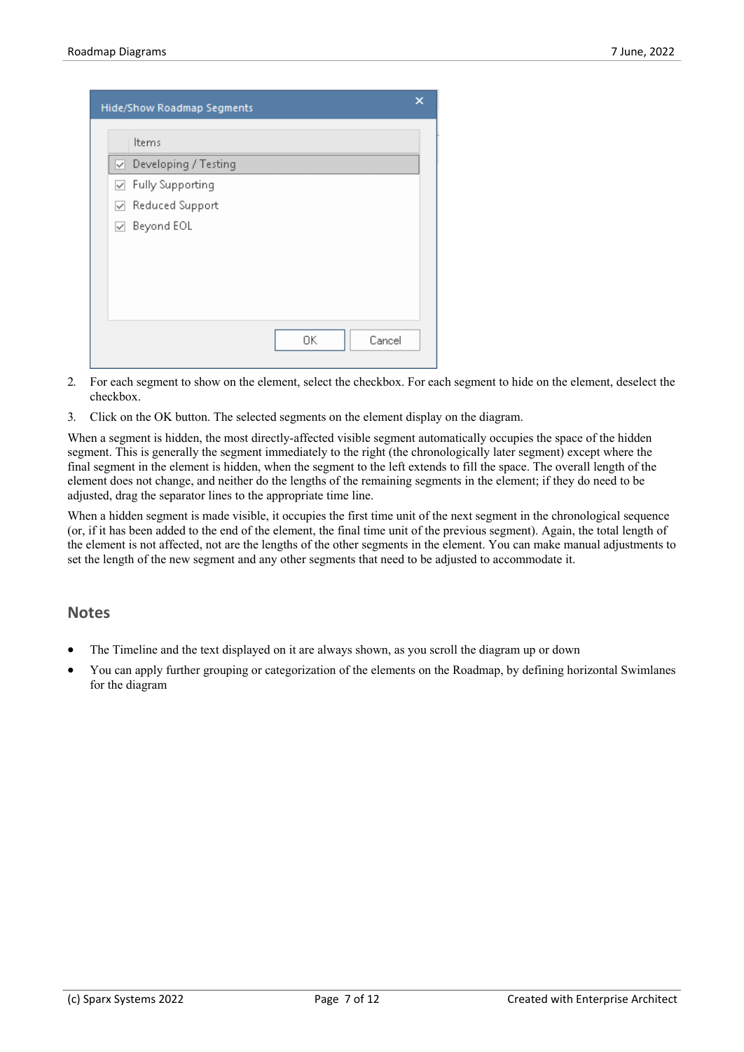2. For each segment to show on the element, select the checkbox. For each segment to hide on the element, deselect the checkbox.
3. Click on the OK button. The selected segments on the element display on the diagram.

When a segment is hidden, the most directly-affected visible segment automatically occupies the space of the hidden segment. This is generally the segment immediately to the right (the chronologically later segment) except where the final segment in the element is hidden, when the segment to the left extends to fill the space. The overall length of the element does not change, and neither do the lengths of the remaining segments in the element; if they do need to be adjusted, drag the separator lines to the appropriate time line.

When a hidden segment is made visible, it occupies the first time unit of the next segment in the chronological sequence (or, if it has been added to the end of the element, the final time unit of the previous segment). Again, the total length of the element is not affected, not are the lengths of the other segments in the element. You can make manual adjustments to set the length of the new segment and any other segments that need to be adjusted to accommodate it.

## Notes

- The Timeline and the text displayed on it are always shown, as you scroll the diagram up or down
- You can apply further grouping or categorization of the elements on the Roadmap, by defining horizontal Swimlanes for the diagram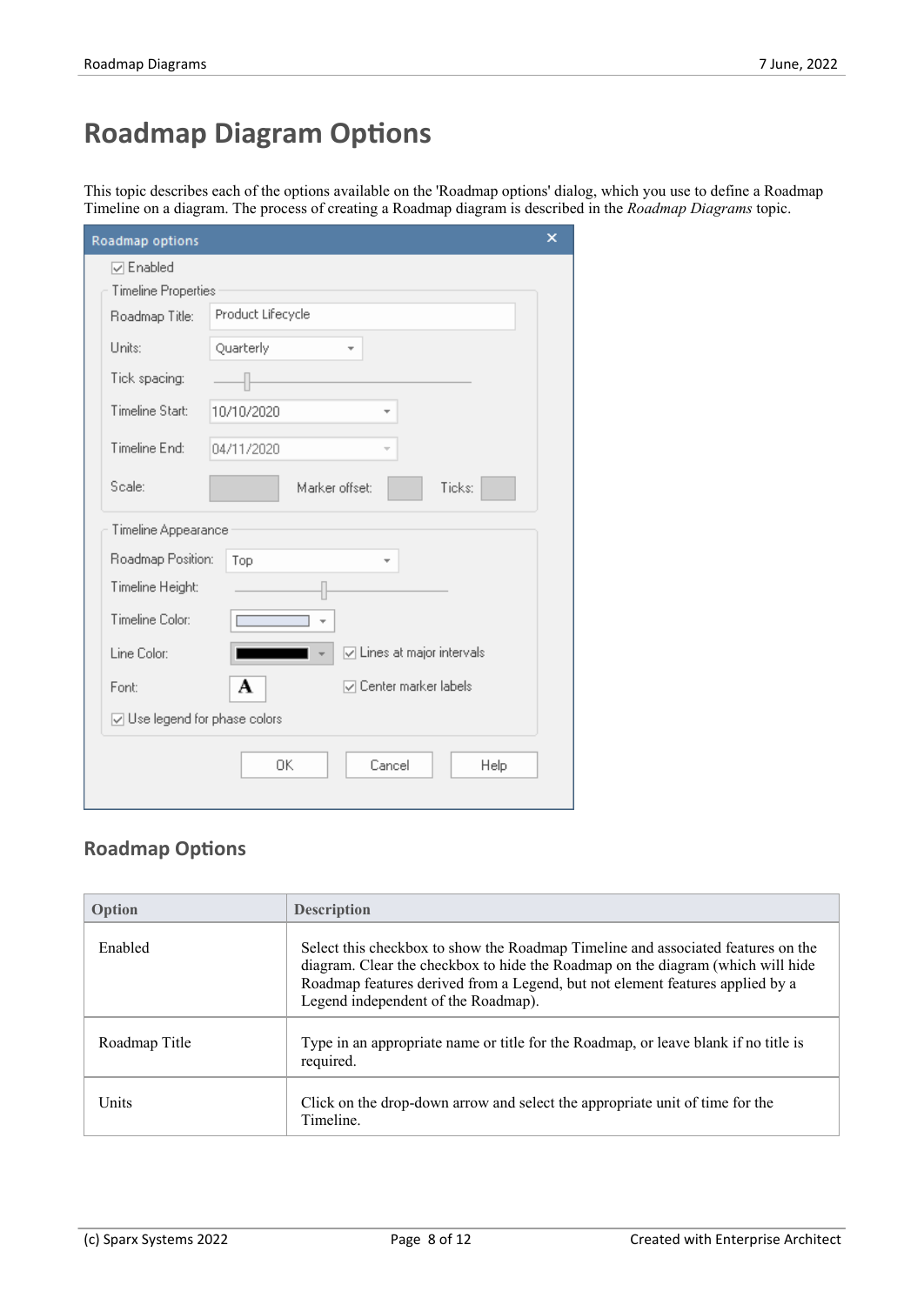# Roadmap Diagram Options

This topic describes each of the options available on the 'Roadmap options' dialog, which you use to define a Roadmap Timeline on a diagram. The process of creating a Roadmap diagram is described in the *Roadmap Diagrams* topic.

## Roadmap Options

| Option | Description |
|---|---|
| Enabled | Select this checkbox to show the Roadmap Timeline and associated features on the diagram. Clear the checkbox to hide the Roadmap on the diagram (which will hide Roadmap features derived from a Legend, but not element features applied by a Legend independent of the Roadmap). |
| Roadmap Title | Type in an appropriate name or title for the Roadmap, or leave blank if no title is required. |
| Units | Click on the drop-down arrow and select the appropriate unit of time for the Timeline. |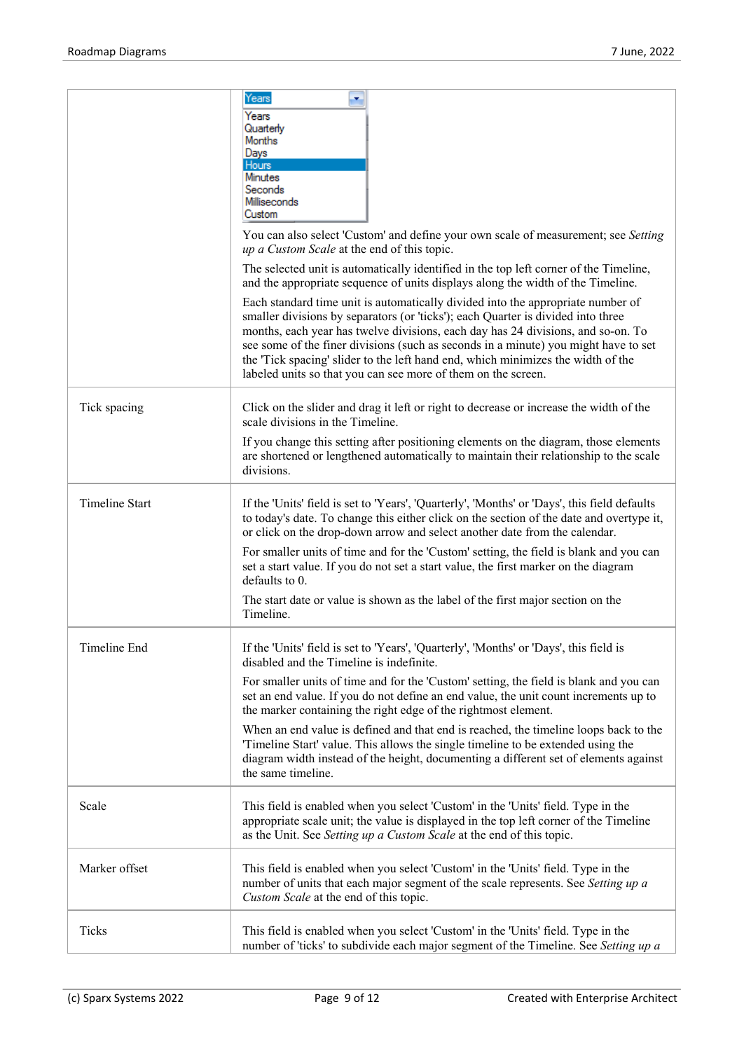| | |
|---|---|
| | Years<br>Years<br>Quarterly<br>Months<br>Days<br>Hours<br>Minutes<br>Seconds<br>Milliseconds<br>Custom<br><br>You can also select 'Custom' and define your own scale of measurement; see *Setting up a Custom Scale* at the end of this topic.<br><br>The selected unit is automatically identified in the top left corner of the Timeline, and the appropriate sequence of units displays along the width of the Timeline.<br><br>Each standard time unit is automatically divided into the appropriate number of smaller divisions by separators (or 'ticks'); each Quarter is divided into three months, each year has twelve divisions, each day has 24 divisions, and so-on. To see some of the finer divisions (such as seconds in a minute) you might have to set the 'Tick spacing' slider to the left hand end, which minimizes the width of the labeled units so that you can see more of them on the screen. |
| Tick spacing | Click on the slider and drag it left or right to decrease or increase the width of the scale divisions in the Timeline.<br><br>If you change this setting after positioning elements on the diagram, those elements are shortened or lengthened automatically to maintain their relationship to the scale divisions. |
| Timeline Start | If the 'Units' field is set to 'Years', 'Quarterly', 'Months' or 'Days', this field defaults to today's date. To change this either click on the section of the date and overtype it, or click on the drop-down arrow and select another date from the calendar.<br><br>For smaller units of time and for the 'Custom' setting, the field is blank and you can set a start value. If you do not set a start value, the first marker on the diagram defaults to 0.<br><br>The start date or value is shown as the label of the first major section on the Timeline. |
| Timeline End | If the 'Units' field is set to 'Years', 'Quarterly', 'Months' or 'Days', this field is disabled and the Timeline is indefinite.<br><br>For smaller units of time and for the 'Custom' setting, the field is blank and you can set an end value. If you do not define an end value, the unit count increments up to the marker containing the right edge of the rightmost element.<br><br>When an end value is defined and that end is reached, the timeline loops back to the 'Timeline Start' value. This allows the single timeline to be extended using the diagram width instead of the height, documenting a different set of elements against the same timeline. |
| Scale | This field is enabled when you select 'Custom' in the 'Units' field. Type in the appropriate scale unit; the value is displayed in the top left corner of the Timeline as the Unit. See *Setting up a Custom Scale* at the end of this topic. |
| Marker offset | This field is enabled when you select 'Custom' in the 'Units' field. Type in the number of units that each major segment of the scale represents. See *Setting up a Custom Scale* at the end of this topic. |
| Ticks | This field is enabled when you select 'Custom' in the 'Units' field. Type in the number of 'ticks' to subdivide each major segment of the Timeline. See *Setting up a* |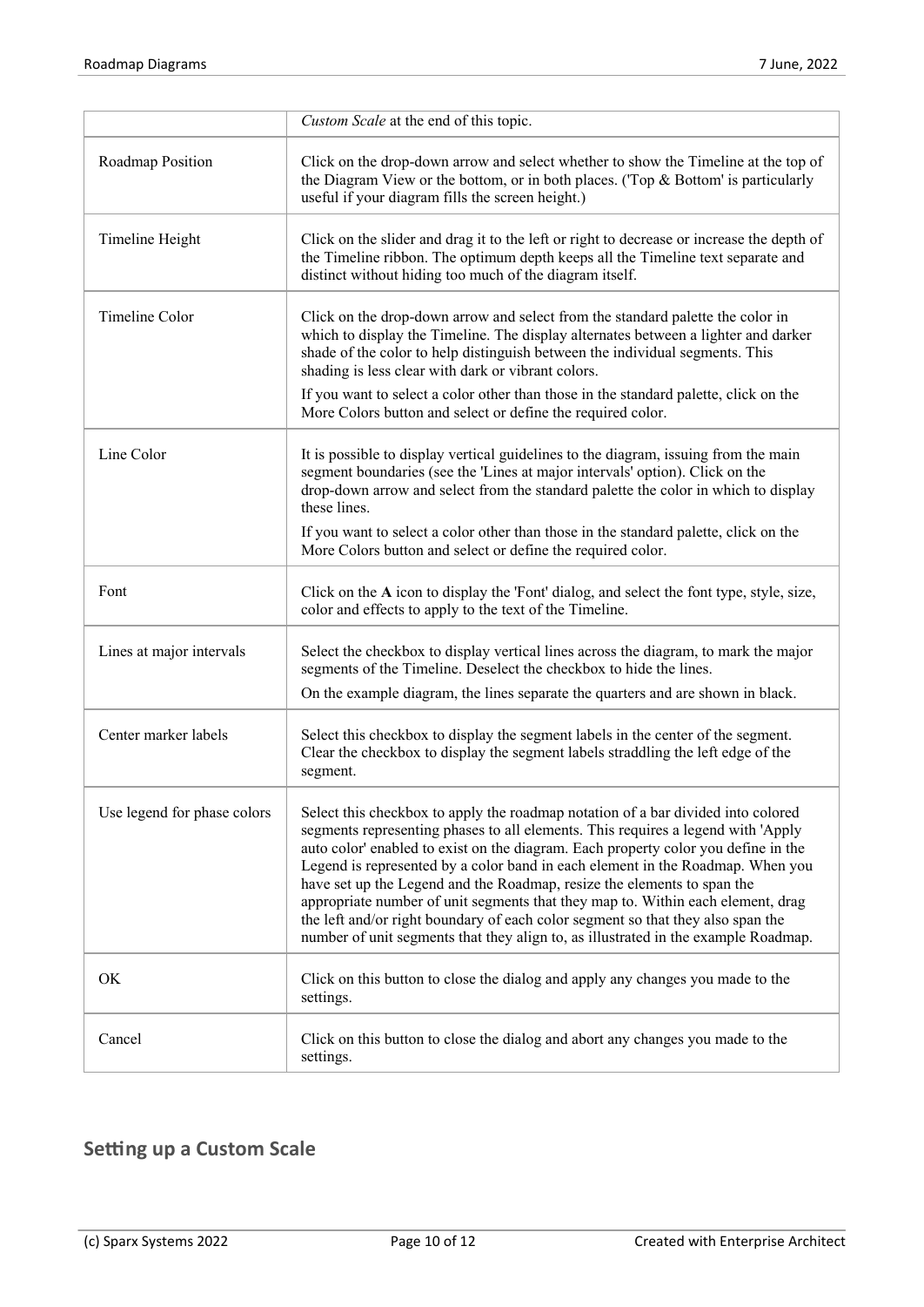| | |
|---|---|
| | *Custom Scale* at the end of this topic. |
| Roadmap Position | Click on the drop-down arrow and select whether to show the Timeline at the top of the Diagram View or the bottom, or in both places. ('Top & Bottom' is particularly useful if your diagram fills the screen height.) |
| Timeline Height | Click on the slider and drag it to the left or right to decrease or increase the depth of the Timeline ribbon. The optimum depth keeps all the Timeline text separate and distinct without hiding too much of the diagram itself. |
| Timeline Color | Click on the drop-down arrow and select from the standard palette the color in which to display the Timeline. The display alternates between a lighter and darker shade of the color to help distinguish between the individual segments. This shading is less clear with dark or vibrant colors.<br>If you want to select a color other than those in the standard palette, click on the More Colors button and select or define the required color. |
| Line Color | It is possible to display vertical guidelines to the diagram, issuing from the main segment boundaries (see the 'Lines at major intervals' option). Click on the drop-down arrow and select from the standard palette the color in which to display these lines.<br>If you want to select a color other than those in the standard palette, click on the More Colors button and select or define the required color. |
| Font | Click on the **A** icon to display the 'Font' dialog, and select the font type, style, size, color and effects to apply to the text of the Timeline. |
| Lines at major intervals | Select the checkbox to display vertical lines across the diagram, to mark the major segments of the Timeline. Deselect the checkbox to hide the lines.<br>On the example diagram, the lines separate the quarters and are shown in black. |
| Center marker labels | Select this checkbox to display the segment labels in the center of the segment. Clear the checkbox to display the segment labels straddling the left edge of the segment. |
| Use legend for phase colors | Select this checkbox to apply the roadmap notation of a bar divided into colored segments representing phases to all elements. This requires a legend with 'Apply auto color' enabled to exist on the diagram. Each property color you define in the Legend is represented by a color band in each element in the Roadmap. When you have set up the Legend and the Roadmap, resize the elements to span the appropriate number of unit segments that they map to. Within each element, drag the left and/or right boundary of each color segment so that they also span the number of unit segments that they align to, as illustrated in the example Roadmap. |
| OK | Click on this button to close the dialog and apply any changes you made to the settings. |
| Cancel | Click on this button to close the dialog and abort any changes you made to the settings. |

## Setting up a Custom Scale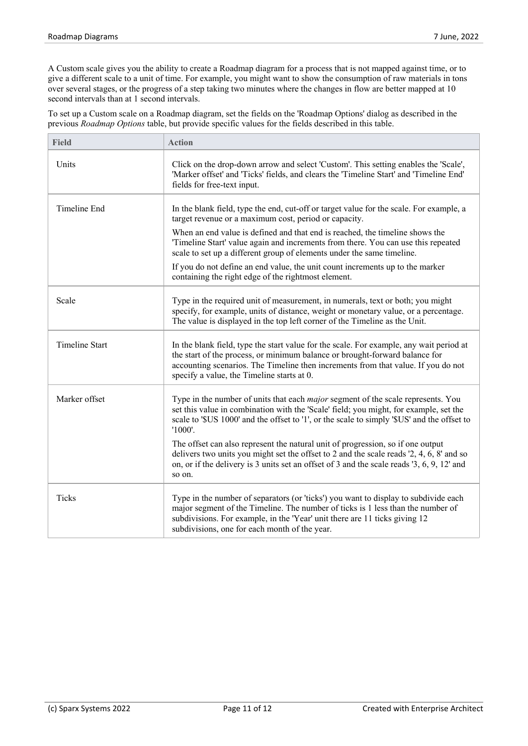A Custom scale gives you the ability to create a Roadmap diagram for a process that is not mapped against time, or to give a different scale to a unit of time. For example, you might want to show the consumption of raw materials in tons over several stages, or the progress of a step taking two minutes where the changes in flow are better mapped at 10 second intervals than at 1 second intervals.

To set up a Custom scale on a Roadmap diagram, set the fields on the 'Roadmap Options' dialog as described in the previous *Roadmap Options* table, but provide specific values for the fields described in this table.

| Field | Action |
| --- | --- |
| Units | Click on the drop-down arrow and select 'Custom'. This setting enables the 'Scale', 'Marker offset' and 'Ticks' fields, and clears the 'Timeline Start' and 'Timeline End' fields for free-text input. |
| Timeline End | In the blank field, type the end, cut-off or target value for the scale. For example, a target revenue or a maximum cost, period or capacity.<br><br>When an end value is defined and that end is reached, the timeline shows the 'Timeline Start' value again and increments from there. You can use this repeated scale to set up a different group of elements under the same timeline.<br><br>If you do not define an end value, the unit count increments up to the marker containing the right edge of the rightmost element. |
| Scale | Type in the required unit of measurement, in numerals, text or both; you might specify, for example, units of distance, weight or monetary value, or a percentage. The value is displayed in the top left corner of the Timeline as the Unit. |
| Timeline Start | In the blank field, type the start value for the scale. For example, any wait period at the start of the process, or minimum balance or brought-forward balance for accounting scenarios. The Timeline then increments from that value. If you do not specify a value, the Timeline starts at 0. |
| Marker offset | Type in the number of units that each *major* segment of the scale represents. You set this value in combination with the 'Scale' field; you might, for example, set the scale to '$US 1000' and the offset to '1', or the scale to simply '$US' and the offset to '1000'.<br><br>The offset can also represent the natural unit of progression, so if one output delivers two units you might set the offset to 2 and the scale reads '2, 4, 6, 8' and so on, or if the delivery is 3 units set an offset of 3 and the scale reads '3, 6, 9, 12' and so on. |
| Ticks | Type in the number of separators (or 'ticks') you want to display to subdivide each major segment of the Timeline. The number of ticks is 1 less than the number of subdivisions. For example, in the 'Year' unit there are 11 ticks giving 12 subdivisions, one for each month of the year. |